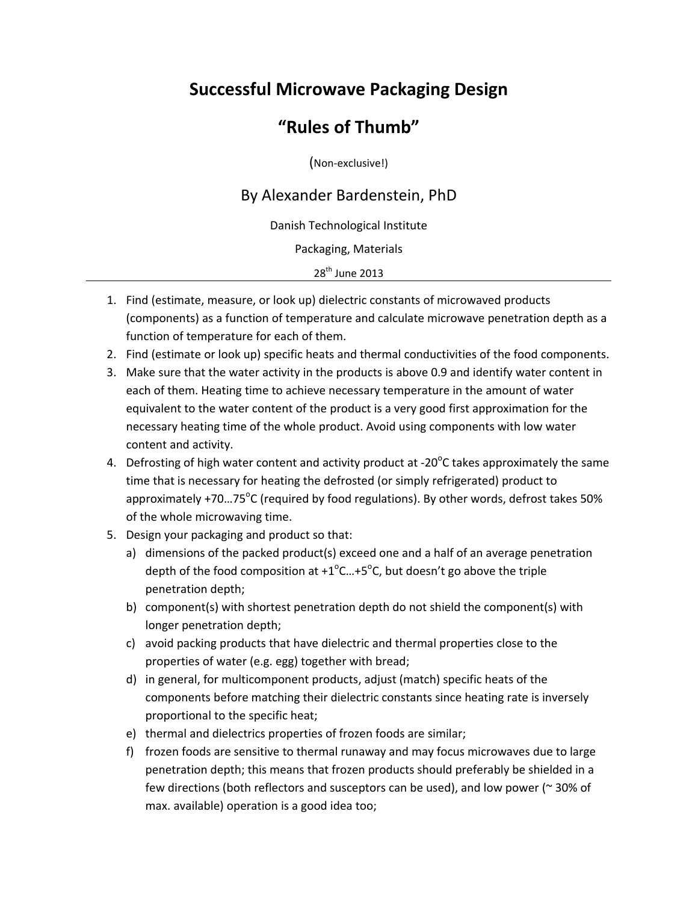# Successful Microwave Packaging Design

## "Rules of Thumb"

(Non-exclusive!)

### By Alexander Bardenstein, PhD

Danish Technological Institute

Packaging, Materials

28th June 2013

---

1. Find (estimate, measure, or look up) dielectric constants of microwaved products (components) as a function of temperature and calculate microwave penetration depth as a function of temperature for each of them.
2. Find (estimate or look up) specific heats and thermal conductivities of the food components.
3. Make sure that the water activity in the products is above 0.9 and identify water content in each of them. Heating time to achieve necessary temperature in the amount of water equivalent to the water content of the product is a very good first approximation for the necessary heating time of the whole product. Avoid using components with low water content and activity.
4. Defrosting of high water content and activity product at -20°C takes approximately the same time that is necessary for heating the defrosted (or simply refrigerated) product to approximately +70…75°C (required by food regulations). By other words, defrost takes 50% of the whole microwaving time.
5. Design your packaging and product so that:
   a) dimensions of the packed product(s) exceed one and a half of an average penetration depth of the food composition at +1°C…+5°C, but doesn't go above the triple penetration depth;
   b) component(s) with shortest penetration depth do not shield the component(s) with longer penetration depth;
   c) avoid packing products that have dielectric and thermal properties close to the properties of water (e.g. egg) together with bread;
   d) in general, for multicomponent products, adjust (match) specific heats of the components before matching their dielectric constants since heating rate is inversely proportional to the specific heat;
   e) thermal and dielectrics properties of frozen foods are similar;
   f) frozen foods are sensitive to thermal runaway and may focus microwaves due to large penetration depth; this means that frozen products should preferably be shielded in a few directions (both reflectors and susceptors can be used), and low power (~ 30% of max. available) operation is a good idea too;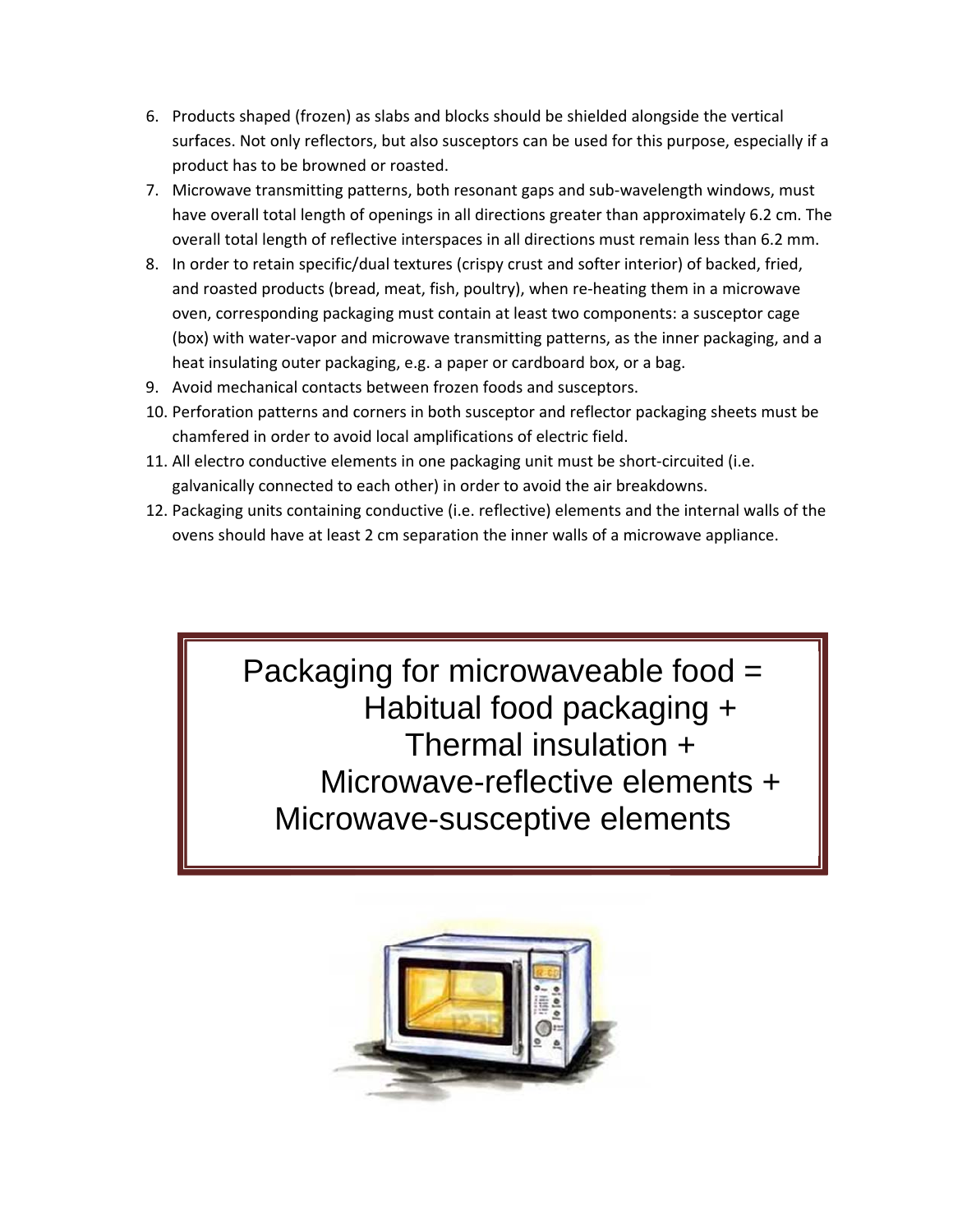6. Products shaped (frozen) as slabs and blocks should be shielded alongside the vertical surfaces. Not only reflectors, but also susceptors can be used for this purpose, especially if a product has to be browned or roasted.
7. Microwave transmitting patterns, both resonant gaps and sub-wavelength windows, must have overall total length of openings in all directions greater than approximately 6.2 cm. The overall total length of reflective interspaces in all directions must remain less than 6.2 mm.
8. In order to retain specific/dual textures (crispy crust and softer interior) of backed, fried, and roasted products (bread, meat, fish, poultry), when re-heating them in a microwave oven, corresponding packaging must contain at least two components: a susceptor cage (box) with water-vapor and microwave transmitting patterns, as the inner packaging, and a heat insulating outer packaging, e.g. a paper or cardboard box, or a bag.
9. Avoid mechanical contacts between frozen foods and susceptors.
10. Perforation patterns and corners in both susceptor and reflector packaging sheets must be chamfered in order to avoid local amplifications of electric field.
11. All electro conductive elements in one packaging unit must be short-circuited (i.e. galvanically connected to each other) in order to avoid the air breakdowns.
12. Packaging units containing conductive (i.e. reflective) elements and the internal walls of the ovens should have at least 2 cm separation the inner walls of a microwave appliance.

Packaging for microwaveable food =
Habitual food packaging +
Thermal insulation +
Microwave-reflective elements +
Microwave-susceptive elements